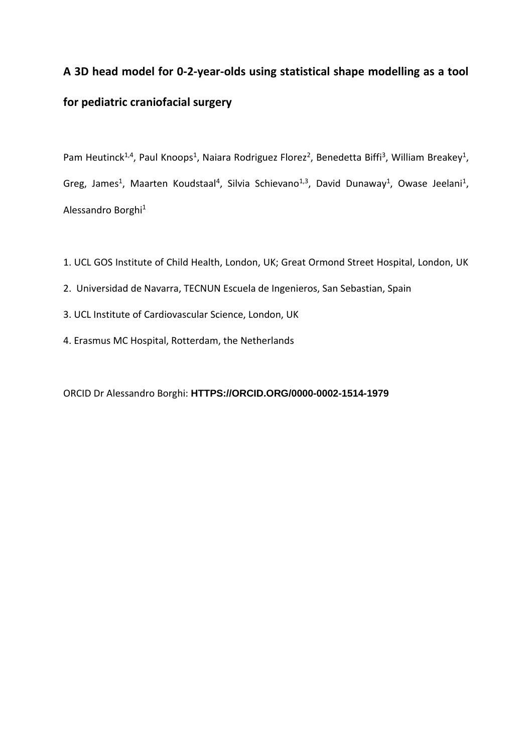# A 3D head model for 0-2-year-olds using statistical shape modelling as a tool for pediatric craniofacial surgery

Pam Heutinck[1,4], Paul Knoops[1], Naiara Rodriguez Florez[2], Benedetta Biffi[3], William Breakey[1], Greg, James[1], Maarten Koudstaal[4], Silvia Schievano[1,3], David Dunaway[1], Owase Jeelani[1], Alessandro Borghi[1]

1. UCL GOS Institute of Child Health, London, UK; Great Ormond Street Hospital, London, UK
2. Universidad de Navarra, TECNUN Escuela de Ingenieros, San Sebastian, Spain
3. UCL Institute of Cardiovascular Science, London, UK
4. Erasmus MC Hospital, Rotterdam, the Netherlands

ORCID Dr Alessandro Borghi: **HTTPS://ORCID.ORG/0000-0002-1514-1979**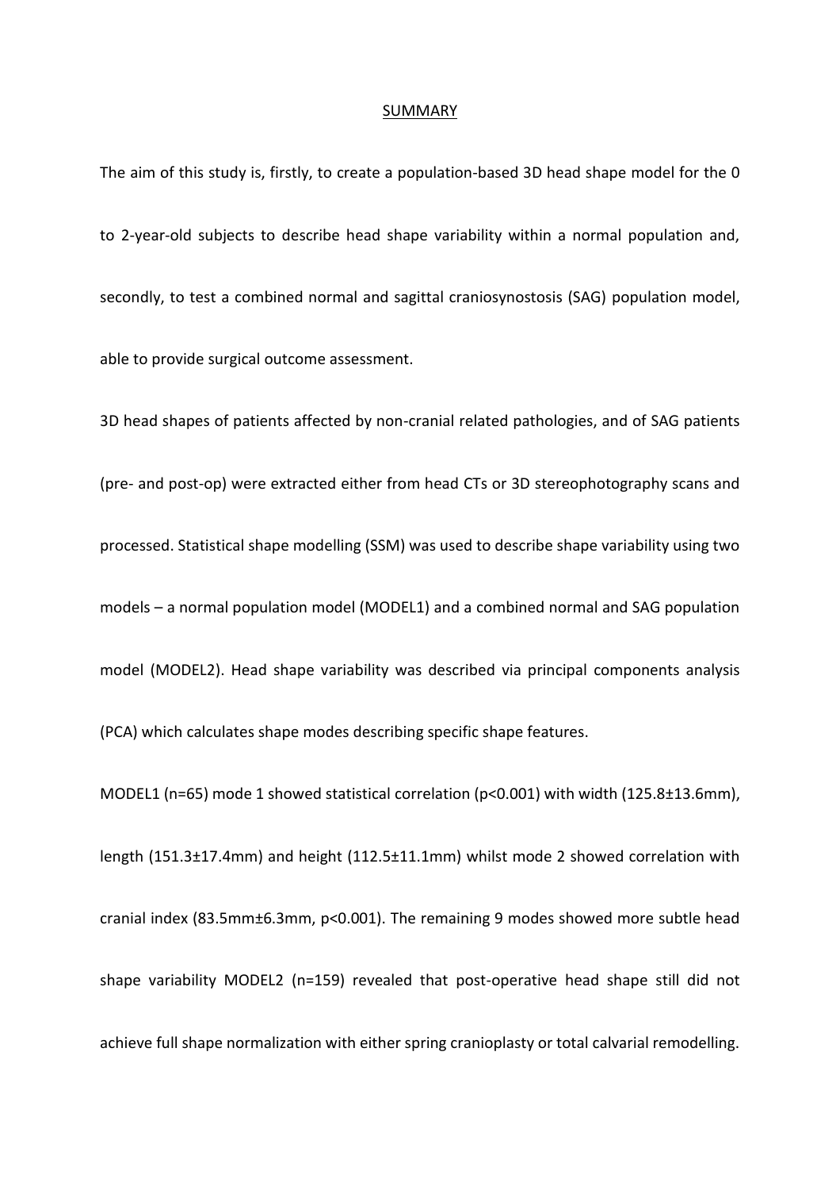## SUMMARY

The aim of this study is, firstly, to create a population-based 3D head shape model for the 0 to 2-year-old subjects to describe head shape variability within a normal population and, secondly, to test a combined normal and sagittal craniosynostosis (SAG) population model, able to provide surgical outcome assessment.

3D head shapes of patients affected by non-cranial related pathologies, and of SAG patients (pre- and post-op) were extracted either from head CTs or 3D stereophotography scans and processed. Statistical shape modelling (SSM) was used to describe shape variability using two models – a normal population model (MODEL1) and a combined normal and SAG population model (MODEL2). Head shape variability was described via principal components analysis (PCA) which calculates shape modes describing specific shape features.

MODEL1 (n=65) mode 1 showed statistical correlation ($p<0.001$) with width (125.8±13.6mm), length (151.3±17.4mm) and height (112.5±11.1mm) whilst mode 2 showed correlation with cranial index (83.5mm±6.3mm, $p<0.001$). The remaining 9 modes showed more subtle head shape variability MODEL2 (n=159) revealed that post-operative head shape still did not achieve full shape normalization with either spring cranioplasty or total calvarial remodelling.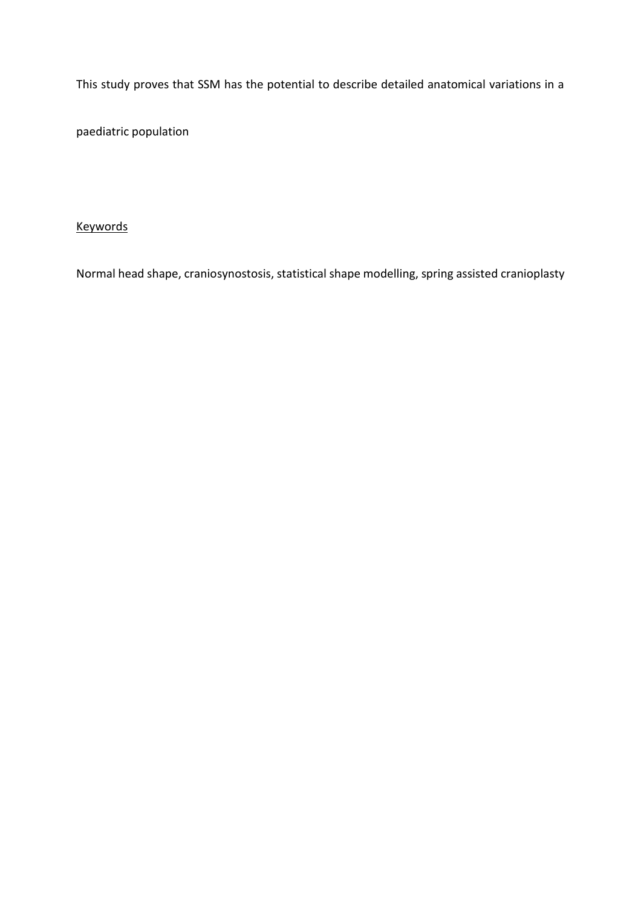This study proves that SSM has the potential to describe detailed anatomical variations in a paediatric population

Keywords

Normal head shape, craniosynostosis, statistical shape modelling, spring assisted cranioplasty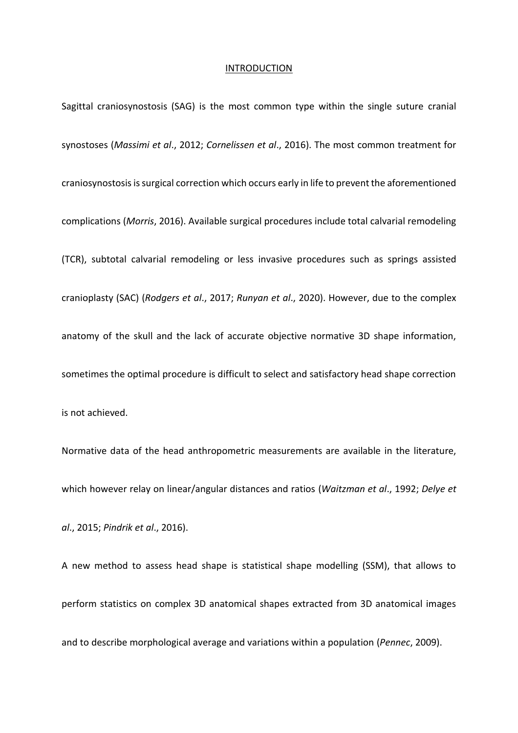# INTRODUCTION

Sagittal craniosynostosis (SAG) is the most common type within the single suture cranial synostoses (*Massimi et al*., 2012; *Cornelissen et al*., 2016). The most common treatment for craniosynostosis is surgical correction which occurs early in life to prevent the aforementioned complications (*Morris*, 2016). Available surgical procedures include total calvarial remodeling (TCR), subtotal calvarial remodeling or less invasive procedures such as springs assisted cranioplasty (SAC) (*Rodgers et al*., 2017; *Runyan et al*., 2020). However, due to the complex anatomy of the skull and the lack of accurate objective normative 3D shape information, sometimes the optimal procedure is difficult to select and satisfactory head shape correction is not achieved.

Normative data of the head anthropometric measurements are available in the literature, which however relay on linear/angular distances and ratios (*Waitzman et al*., 1992; *Delye et al*., 2015; *Pindrik et al*., 2016).

A new method to assess head shape is statistical shape modelling (SSM), that allows to perform statistics on complex 3D anatomical shapes extracted from 3D anatomical images and to describe morphological average and variations within a population (*Pennec*, 2009).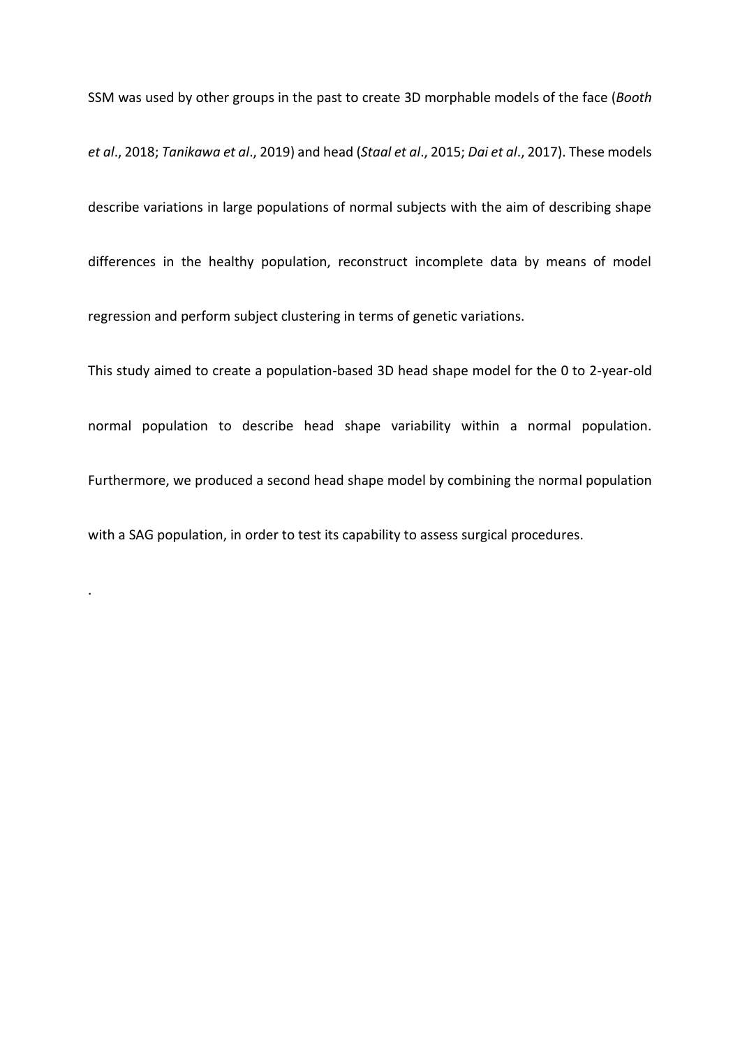SSM was used by other groups in the past to create 3D morphable models of the face (*Booth et al*., 2018; *Tanikawa et al*., 2019) and head (*Staal et al*., 2015; *Dai et al*., 2017). These models describe variations in large populations of normal subjects with the aim of describing shape differences in the healthy population, reconstruct incomplete data by means of model regression and perform subject clustering in terms of genetic variations.

This study aimed to create a population-based 3D head shape model for the 0 to 2-year-old normal population to describe head shape variability within a normal population. Furthermore, we produced a second head shape model by combining the normal population with a SAG population, in order to test its capability to assess surgical procedures.

.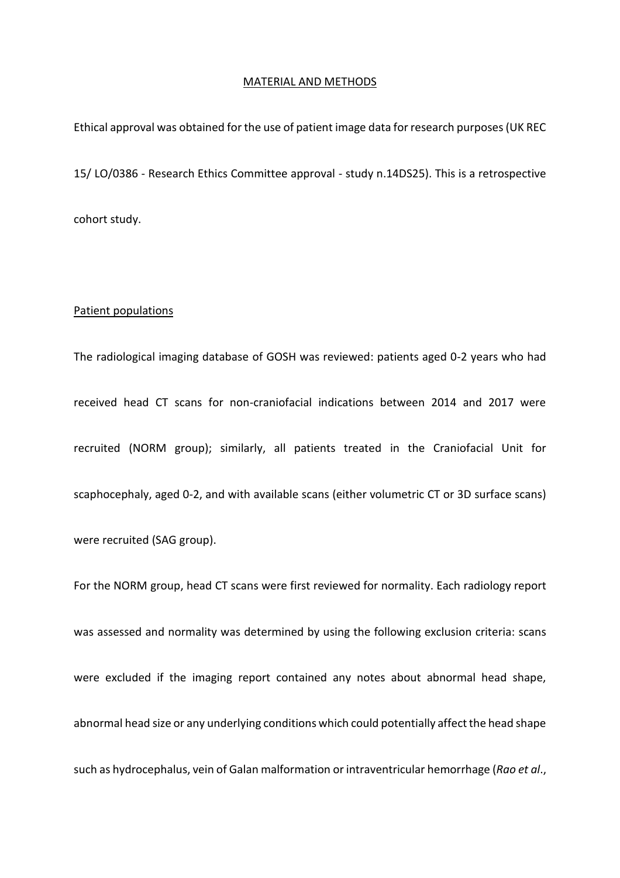## MATERIAL AND METHODS

Ethical approval was obtained for the use of patient image data for research purposes (UK REC 15/ LO/0386 - Research Ethics Committee approval - study n.14DS25). This is a retrospective cohort study.

### Patient populations

The radiological imaging database of GOSH was reviewed: patients aged 0-2 years who had received head CT scans for non-craniofacial indications between 2014 and 2017 were recruited (NORM group); similarly, all patients treated in the Craniofacial Unit for scaphocephaly, aged 0-2, and with available scans (either volumetric CT or 3D surface scans) were recruited (SAG group).

For the NORM group, head CT scans were first reviewed for normality. Each radiology report was assessed and normality was determined by using the following exclusion criteria: scans were excluded if the imaging report contained any notes about abnormal head shape, abnormal head size or any underlying conditions which could potentially affect the head shape such as hydrocephalus, vein of Galan malformation or intraventricular hemorrhage (*Rao et al.*,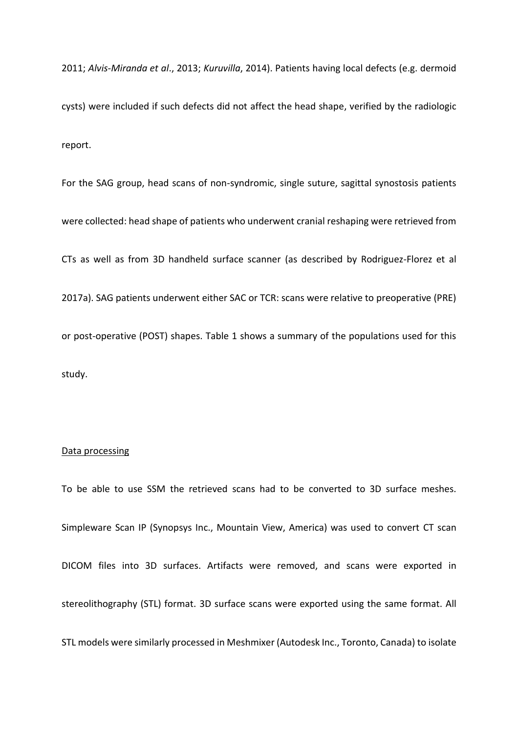2011; *Alvis-Miranda et al*., 2013; *Kuruvilla*, 2014). Patients having local defects (e.g. dermoid cysts) were included if such defects did not affect the head shape, verified by the radiologic report.

For the SAG group, head scans of non-syndromic, single suture, sagittal synostosis patients were collected: head shape of patients who underwent cranial reshaping were retrieved from CTs as well as from 3D handheld surface scanner (as described by Rodriguez-Florez et al 2017a). SAG patients underwent either SAC or TCR: scans were relative to preoperative (PRE) or post-operative (POST) shapes. Table 1 shows a summary of the populations used for this study.

<u>Data processing</u>

To be able to use SSM the retrieved scans had to be converted to 3D surface meshes. Simpleware Scan IP (Synopsys Inc., Mountain View, America) was used to convert CT scan DICOM files into 3D surfaces. Artifacts were removed, and scans were exported in stereolithography (STL) format. 3D surface scans were exported using the same format. All STL models were similarly processed in Meshmixer (Autodesk Inc., Toronto, Canada) to isolate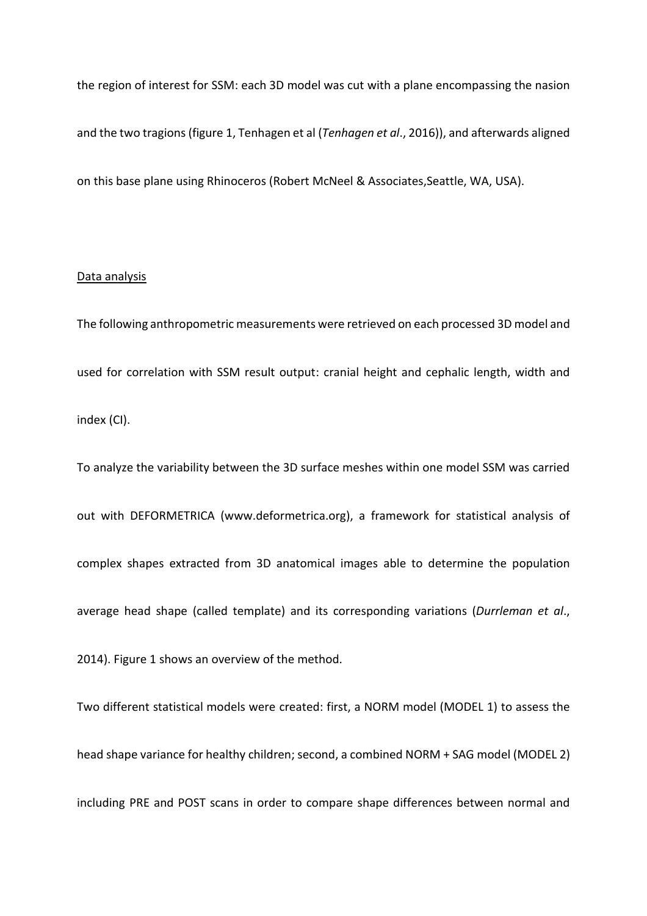the region of interest for SSM: each 3D model was cut with a plane encompassing the nasion and the two tragions (figure 1, Tenhagen et al (*Tenhagen et al*., 2016)), and afterwards aligned on this base plane using Rhinoceros (Robert McNeel & Associates,Seattle, WA, USA).

Data analysis

The following anthropometric measurements were retrieved on each processed 3D model and used for correlation with SSM result output: cranial height and cephalic length, width and index (CI).

To analyze the variability between the 3D surface meshes within one model SSM was carried out with DEFORMETRICA (www.deformetrica.org), a framework for statistical analysis of complex shapes extracted from 3D anatomical images able to determine the population average head shape (called template) and its corresponding variations (*Durrleman et al*., 2014). Figure 1 shows an overview of the method.

Two different statistical models were created: first, a NORM model (MODEL 1) to assess the head shape variance for healthy children; second, a combined NORM + SAG model (MODEL 2) including PRE and POST scans in order to compare shape differences between normal and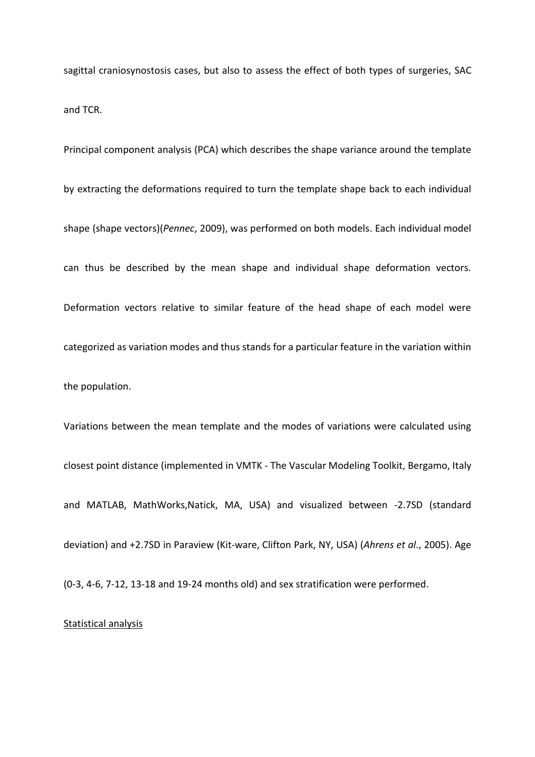sagittal craniosynostosis cases, but also to assess the effect of both types of surgeries, SAC and TCR.

Principal component analysis (PCA) which describes the shape variance around the template by extracting the deformations required to turn the template shape back to each individual shape (shape vectors)(*Pennec*, 2009), was performed on both models. Each individual model can thus be described by the mean shape and individual shape deformation vectors. Deformation vectors relative to similar feature of the head shape of each model were categorized as variation modes and thus stands for a particular feature in the variation within the population.

Variations between the mean template and the modes of variations were calculated using closest point distance (implemented in VMTK - The Vascular Modeling Toolkit, Bergamo, Italy and MATLAB, MathWorks,Natick, MA, USA) and visualized between -2.7SD (standard deviation) and +2.7SD in Paraview (Kit-ware, Clifton Park, NY, USA) (*Ahrens et al*., 2005). Age (0-3, 4-6, 7-12, 13-18 and 19-24 months old) and sex stratification were performed.

<u>Statistical analysis</u>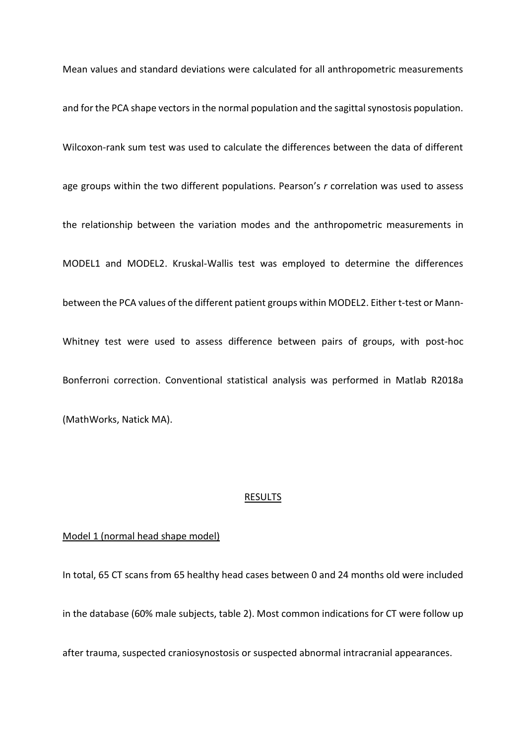Mean values and standard deviations were calculated for all anthropometric measurements and for the PCA shape vectors in the normal population and the sagittal synostosis population. Wilcoxon-rank sum test was used to calculate the differences between the data of different age groups within the two different populations. Pearson's *r* correlation was used to assess the relationship between the variation modes and the anthropometric measurements in MODEL1 and MODEL2. Kruskal-Wallis test was employed to determine the differences between the PCA values of the different patient groups within MODEL2. Either t-test or Mann-Whitney test were used to assess difference between pairs of groups, with post-hoc Bonferroni correction. Conventional statistical analysis was performed in Matlab R2018a (MathWorks, Natick MA).

## RESULTS

### Model 1 (normal head shape model)

In total, 65 CT scans from 65 healthy head cases between 0 and 24 months old were included in the database (60% male subjects, table 2). Most common indications for CT were follow up after trauma, suspected craniosynostosis or suspected abnormal intracranial appearances.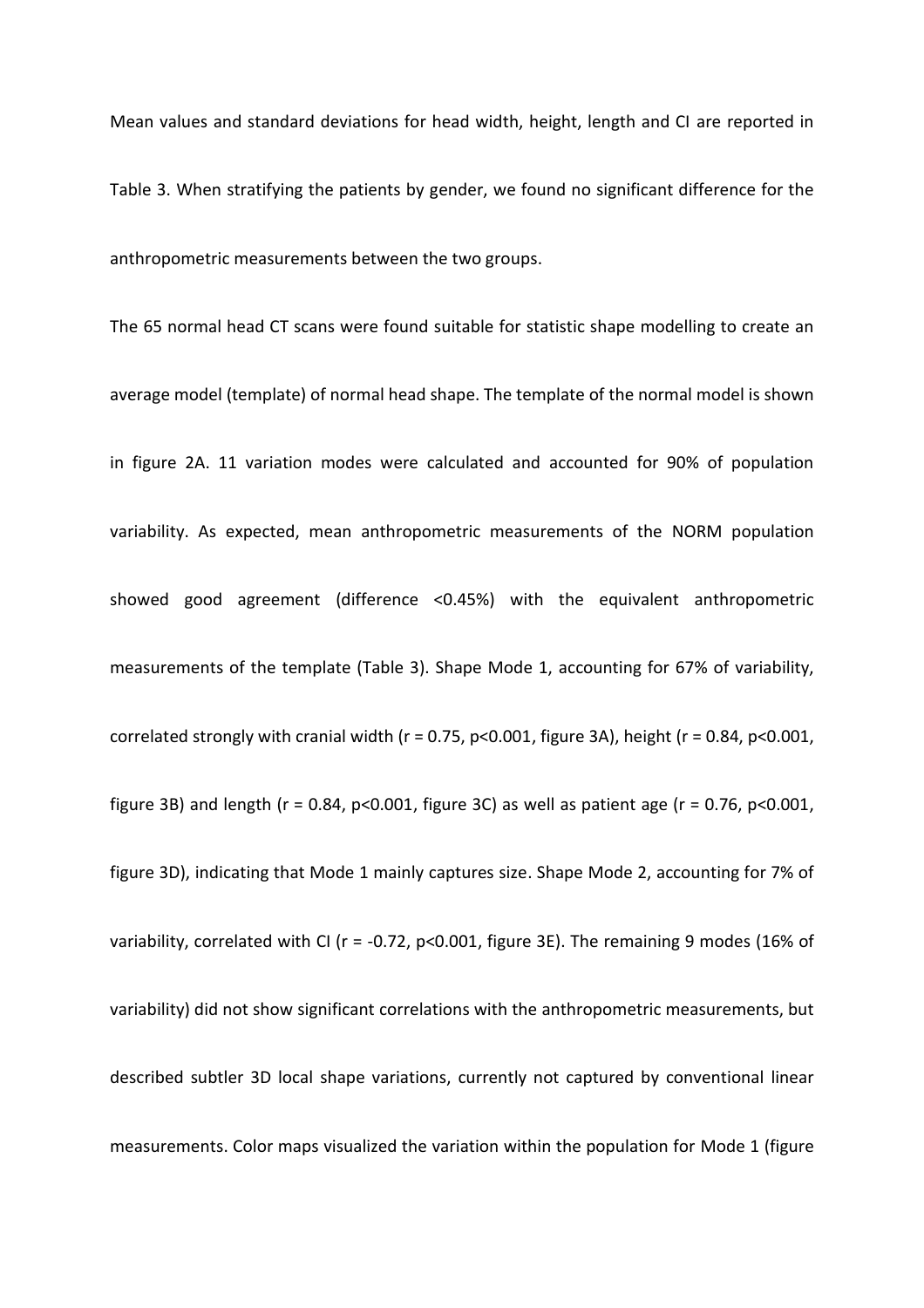Mean values and standard deviations for head width, height, length and CI are reported in Table 3. When stratifying the patients by gender, we found no significant difference for the anthropometric measurements between the two groups.

The 65 normal head CT scans were found suitable for statistic shape modelling to create an average model (template) of normal head shape. The template of the normal model is shown in figure 2A. 11 variation modes were calculated and accounted for 90% of population variability. As expected, mean anthropometric measurements of the NORM population showed good agreement (difference <0.45%) with the equivalent anthropometric measurements of the template (Table 3). Shape Mode 1, accounting for 67% of variability, correlated strongly with cranial width ($r = 0.75$, $p<0.001$, figure 3A), height ($r = 0.84$, $p<0.001$, figure 3B) and length ($r = 0.84$, $p<0.001$, figure 3C) as well as patient age ($r = 0.76$, $p<0.001$, figure 3D), indicating that Mode 1 mainly captures size. Shape Mode 2, accounting for 7% of variability, correlated with CI ($r = -0.72$, $p<0.001$, figure 3E). The remaining 9 modes (16% of variability) did not show significant correlations with the anthropometric measurements, but described subtler 3D local shape variations, currently not captured by conventional linear measurements. Color maps visualized the variation within the population for Mode 1 (figure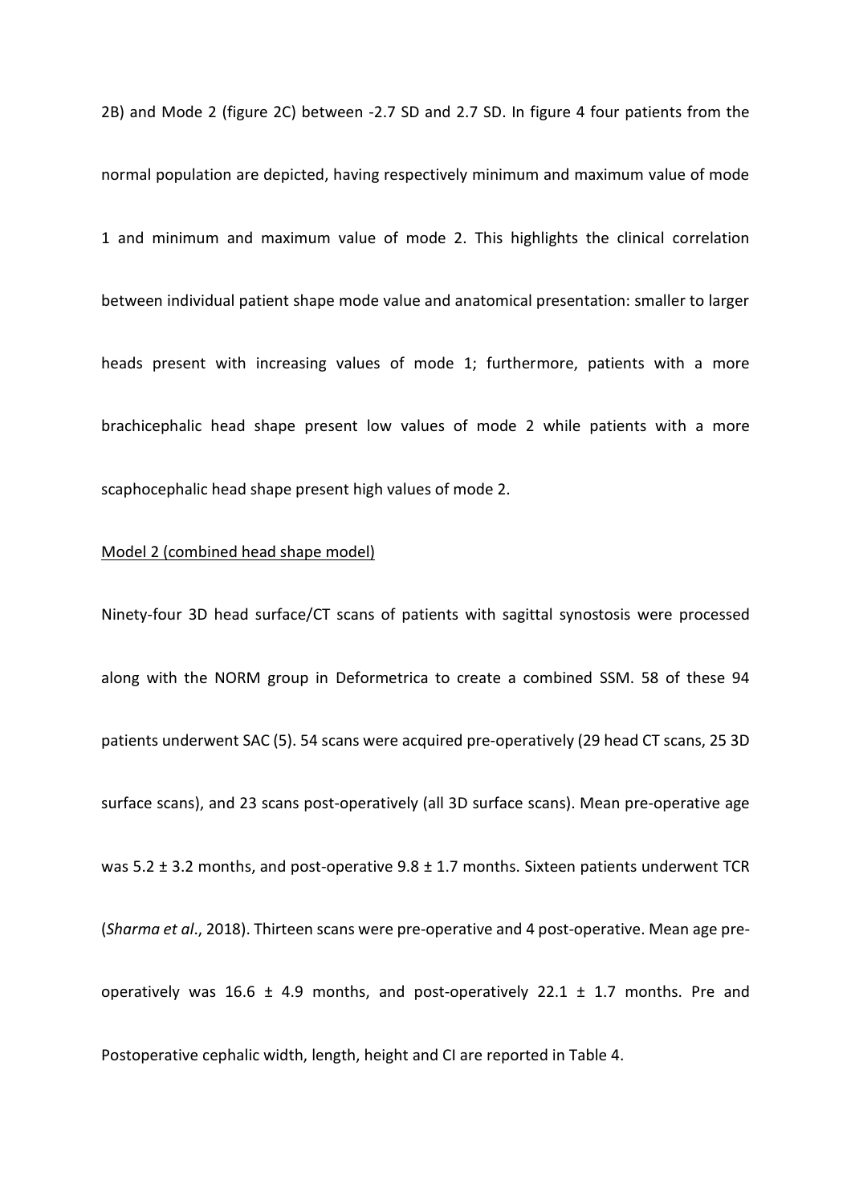2B) and Mode 2 (figure 2C) between -2.7 SD and 2.7 SD. In figure 4 four patients from the normal population are depicted, having respectively minimum and maximum value of mode 1 and minimum and maximum value of mode 2. This highlights the clinical correlation between individual patient shape mode value and anatomical presentation: smaller to larger heads present with increasing values of mode 1; furthermore, patients with a more brachicephalic head shape present low values of mode 2 while patients with a more scaphocephalic head shape present high values of mode 2.

<u>Model 2 (combined head shape model)</u>

Ninety-four 3D head surface/CT scans of patients with sagittal synostosis were processed along with the NORM group in Deformetrica to create a combined SSM. 58 of these 94 patients underwent SAC (5). 54 scans were acquired pre-operatively (29 head CT scans, 25 3D surface scans), and 23 scans post-operatively (all 3D surface scans). Mean pre-operative age was 5.2 ± 3.2 months, and post-operative 9.8 ± 1.7 months. Sixteen patients underwent TCR (*Sharma et al*., 2018). Thirteen scans were pre-operative and 4 post-operative. Mean age pre-operatively was 16.6 ± 4.9 months, and post-operatively 22.1 ± 1.7 months. Pre and Postoperative cephalic width, length, height and CI are reported in Table 4.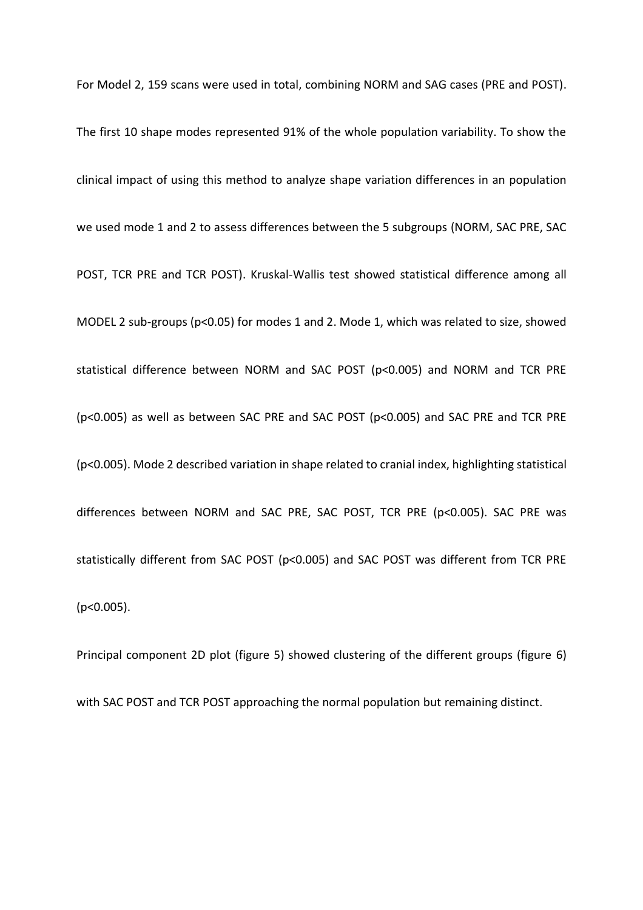For Model 2, 159 scans were used in total, combining NORM and SAG cases (PRE and POST). The first 10 shape modes represented 91% of the whole population variability. To show the clinical impact of using this method to analyze shape variation differences in an population we used mode 1 and 2 to assess differences between the 5 subgroups (NORM, SAC PRE, SAC POST, TCR PRE and TCR POST). Kruskal-Wallis test showed statistical difference among all MODEL 2 sub-groups ($p<0.05$) for modes 1 and 2. Mode 1, which was related to size, showed statistical difference between NORM and SAC POST ($p<0.005$) and NORM and TCR PRE ($p<0.005$) as well as between SAC PRE and SAC POST ($p<0.005$) and SAC PRE and TCR PRE ($p<0.005$). Mode 2 described variation in shape related to cranial index, highlighting statistical differences between NORM and SAC PRE, SAC POST, TCR PRE ($p<0.005$). SAC PRE was statistically different from SAC POST ($p<0.005$) and SAC POST was different from TCR PRE ($p<0.005$).

Principal component 2D plot (figure 5) showed clustering of the different groups (figure 6) with SAC POST and TCR POST approaching the normal population but remaining distinct.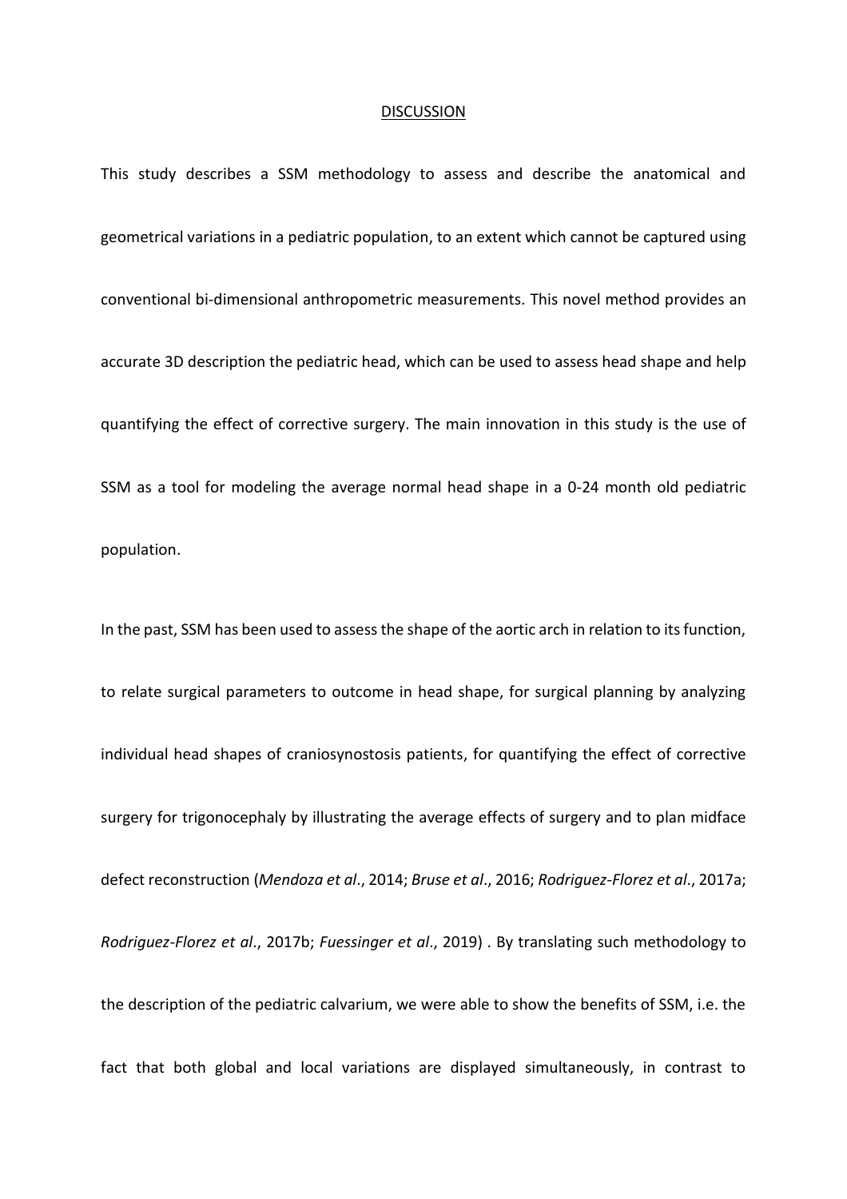## DISCUSSION

This study describes a SSM methodology to assess and describe the anatomical and geometrical variations in a pediatric population, to an extent which cannot be captured using conventional bi-dimensional anthropometric measurements. This novel method provides an accurate 3D description the pediatric head, which can be used to assess head shape and help quantifying the effect of corrective surgery. The main innovation in this study is the use of SSM as a tool for modeling the average normal head shape in a 0-24 month old pediatric population.

In the past, SSM has been used to assess the shape of the aortic arch in relation to its function, to relate surgical parameters to outcome in head shape, for surgical planning by analyzing individual head shapes of craniosynostosis patients, for quantifying the effect of corrective surgery for trigonocephaly by illustrating the average effects of surgery and to plan midface defect reconstruction (*Mendoza et al*., 2014; *Bruse et al*., 2016; *Rodriguez-Florez et al*., 2017a; *Rodriguez-Florez et al*., 2017b; *Fuessinger et al*., 2019) . By translating such methodology to the description of the pediatric calvarium, we were able to show the benefits of SSM, i.e. the fact that both global and local variations are displayed simultaneously, in contrast to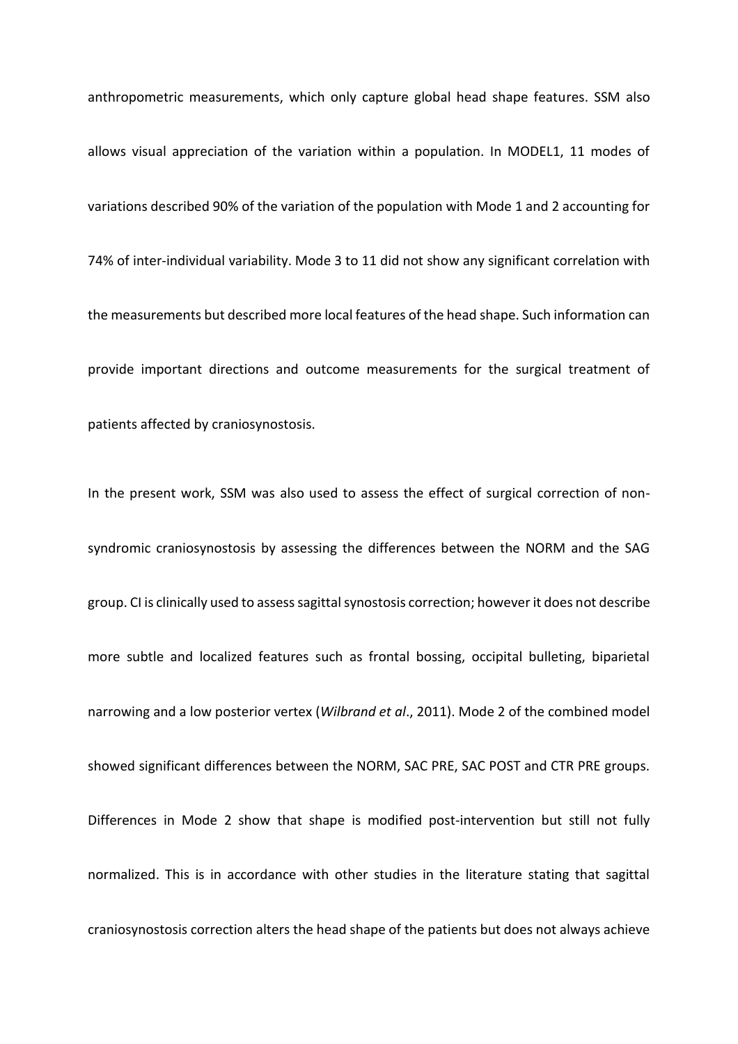anthropometric measurements, which only capture global head shape features. SSM also allows visual appreciation of the variation within a population. In MODEL1, 11 modes of variations described 90% of the variation of the population with Mode 1 and 2 accounting for 74% of inter-individual variability. Mode 3 to 11 did not show any significant correlation with the measurements but described more local features of the head shape. Such information can provide important directions and outcome measurements for the surgical treatment of patients affected by craniosynostosis.

In the present work, SSM was also used to assess the effect of surgical correction of non-syndromic craniosynostosis by assessing the differences between the NORM and the SAG group. CI is clinically used to assess sagittal synostosis correction; however it does not describe more subtle and localized features such as frontal bossing, occipital bulleting, biparietal narrowing and a low posterior vertex (*Wilbrand et al*., 2011). Mode 2 of the combined model showed significant differences between the NORM, SAC PRE, SAC POST and CTR PRE groups. Differences in Mode 2 show that shape is modified post-intervention but still not fully normalized. This is in accordance with other studies in the literature stating that sagittal craniosynostosis correction alters the head shape of the patients but does not always achieve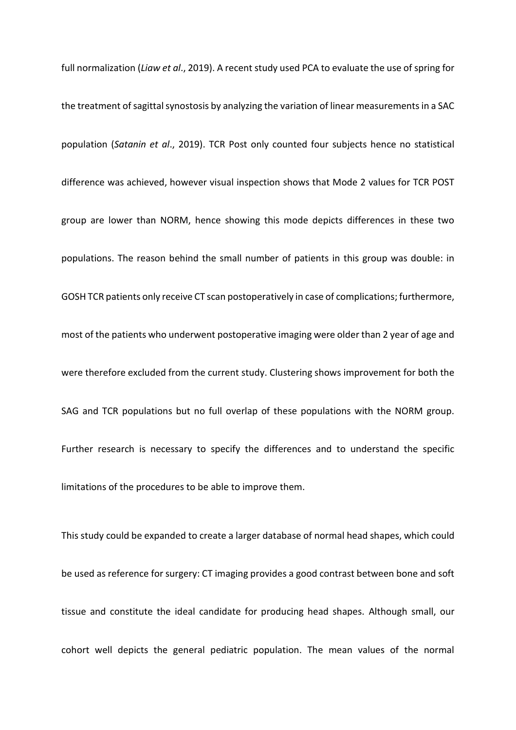full normalization (*Liaw et al*., 2019). A recent study used PCA to evaluate the use of spring for the treatment of sagittal synostosis by analyzing the variation of linear measurements in a SAC population (*Satanin et al*., 2019). TCR Post only counted four subjects hence no statistical difference was achieved, however visual inspection shows that Mode 2 values for TCR POST group are lower than NORM, hence showing this mode depicts differences in these two populations. The reason behind the small number of patients in this group was double: in GOSH TCR patients only receive CT scan postoperatively in case of complications; furthermore, most of the patients who underwent postoperative imaging were older than 2 year of age and were therefore excluded from the current study. Clustering shows improvement for both the SAG and TCR populations but no full overlap of these populations with the NORM group. Further research is necessary to specify the differences and to understand the specific limitations of the procedures to be able to improve them.

This study could be expanded to create a larger database of normal head shapes, which could be used as reference for surgery: CT imaging provides a good contrast between bone and soft tissue and constitute the ideal candidate for producing head shapes. Although small, our cohort well depicts the general pediatric population. The mean values of the normal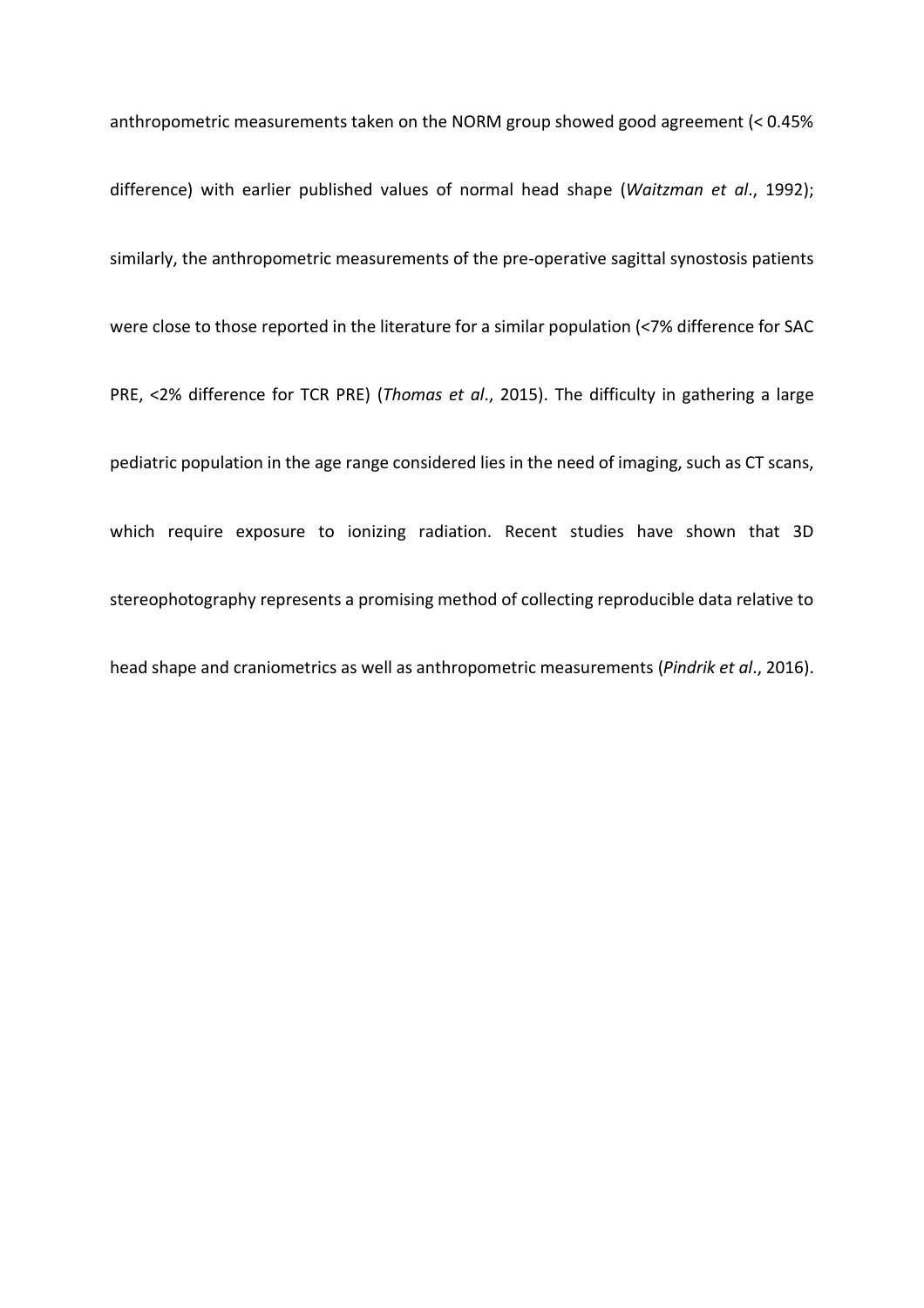anthropometric measurements taken on the NORM group showed good agreement (< 0.45% difference) with earlier published values of normal head shape (*Waitzman et al*., 1992); similarly, the anthropometric measurements of the pre-operative sagittal synostosis patients were close to those reported in the literature for a similar population (<7% difference for SAC PRE, <2% difference for TCR PRE) (*Thomas et al*., 2015). The difficulty in gathering a large pediatric population in the age range considered lies in the need of imaging, such as CT scans, which require exposure to ionizing radiation. Recent studies have shown that 3D stereophotography represents a promising method of collecting reproducible data relative to head shape and craniometrics as well as anthropometric measurements (*Pindrik et al*., 2016).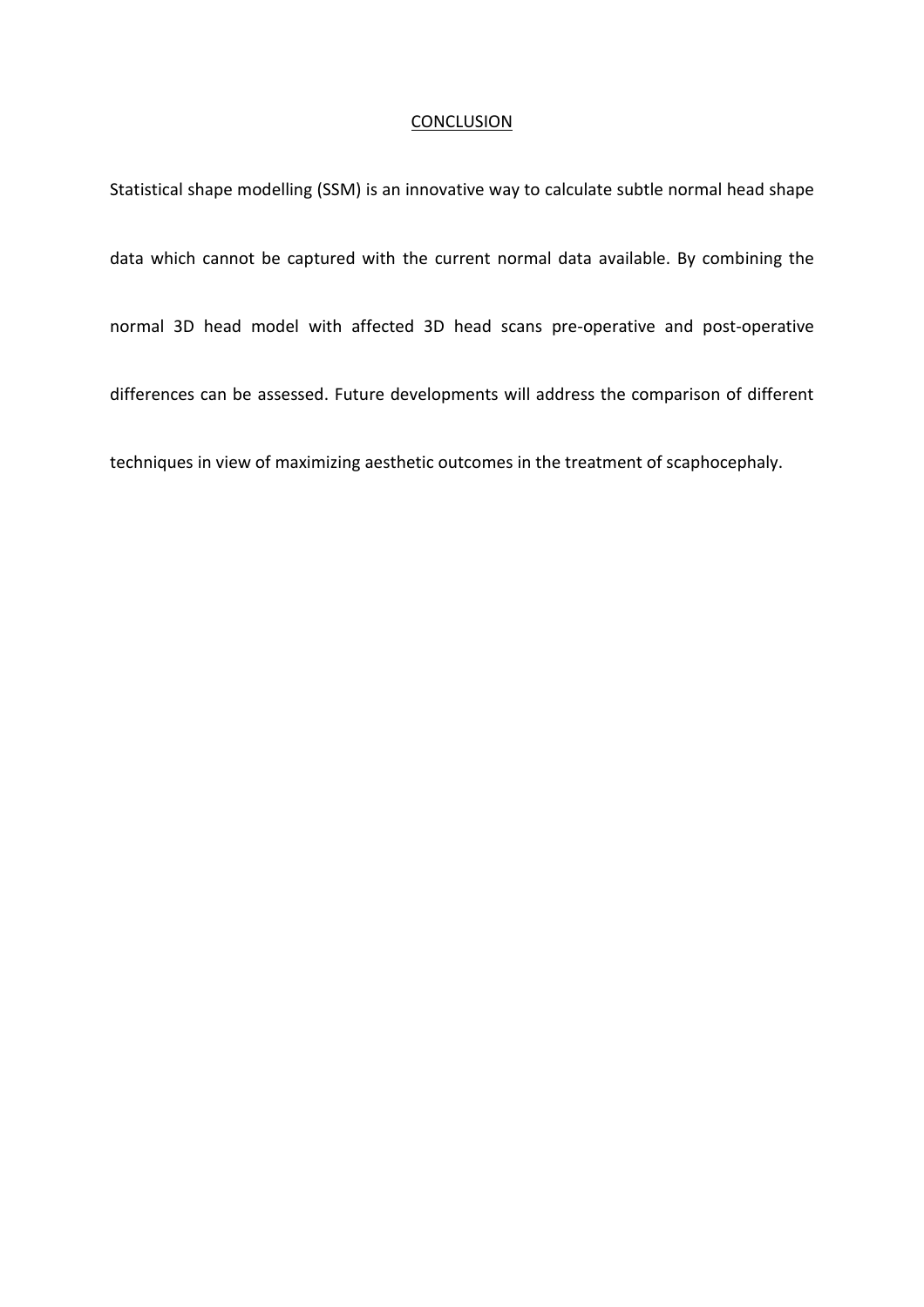## CONCLUSION

Statistical shape modelling (SSM) is an innovative way to calculate subtle normal head shape data which cannot be captured with the current normal data available. By combining the normal 3D head model with affected 3D head scans pre-operative and post-operative differences can be assessed. Future developments will address the comparison of different techniques in view of maximizing aesthetic outcomes in the treatment of scaphocephaly.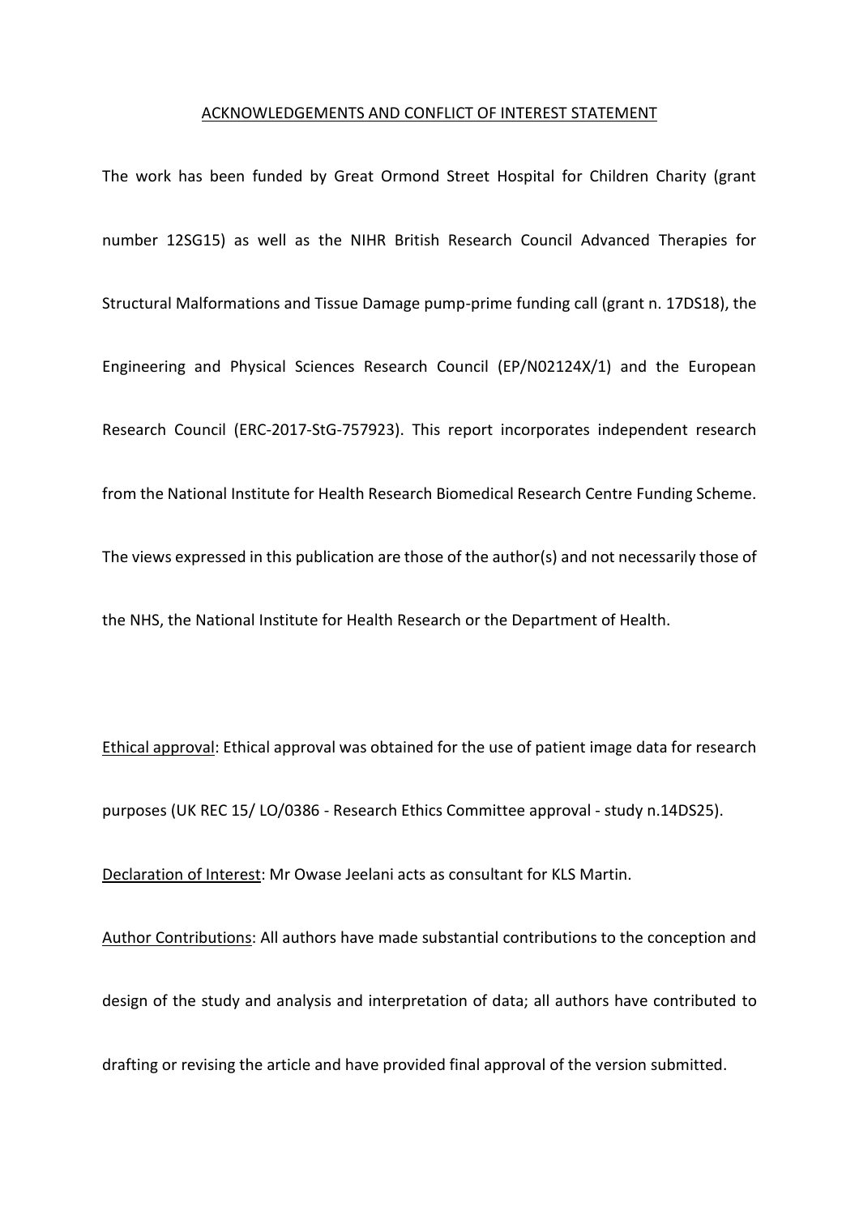## ACKNOWLEDGEMENTS AND CONFLICT OF INTEREST STATEMENT

The work has been funded by Great Ormond Street Hospital for Children Charity (grant number 12SG15) as well as the NIHR British Research Council Advanced Therapies for Structural Malformations and Tissue Damage pump-prime funding call (grant n. 17DS18), the Engineering and Physical Sciences Research Council (EP/N02124X/1) and the European Research Council (ERC-2017-StG-757923). This report incorporates independent research from the National Institute for Health Research Biomedical Research Centre Funding Scheme. The views expressed in this publication are those of the author(s) and not necessarily those of the NHS, the National Institute for Health Research or the Department of Health.

Ethical approval: Ethical approval was obtained for the use of patient image data for research purposes (UK REC 15/ LO/0386 - Research Ethics Committee approval - study n.14DS25).

Declaration of Interest: Mr Owase Jeelani acts as consultant for KLS Martin.

Author Contributions: All authors have made substantial contributions to the conception and design of the study and analysis and interpretation of data; all authors have contributed to drafting or revising the article and have provided final approval of the version submitted.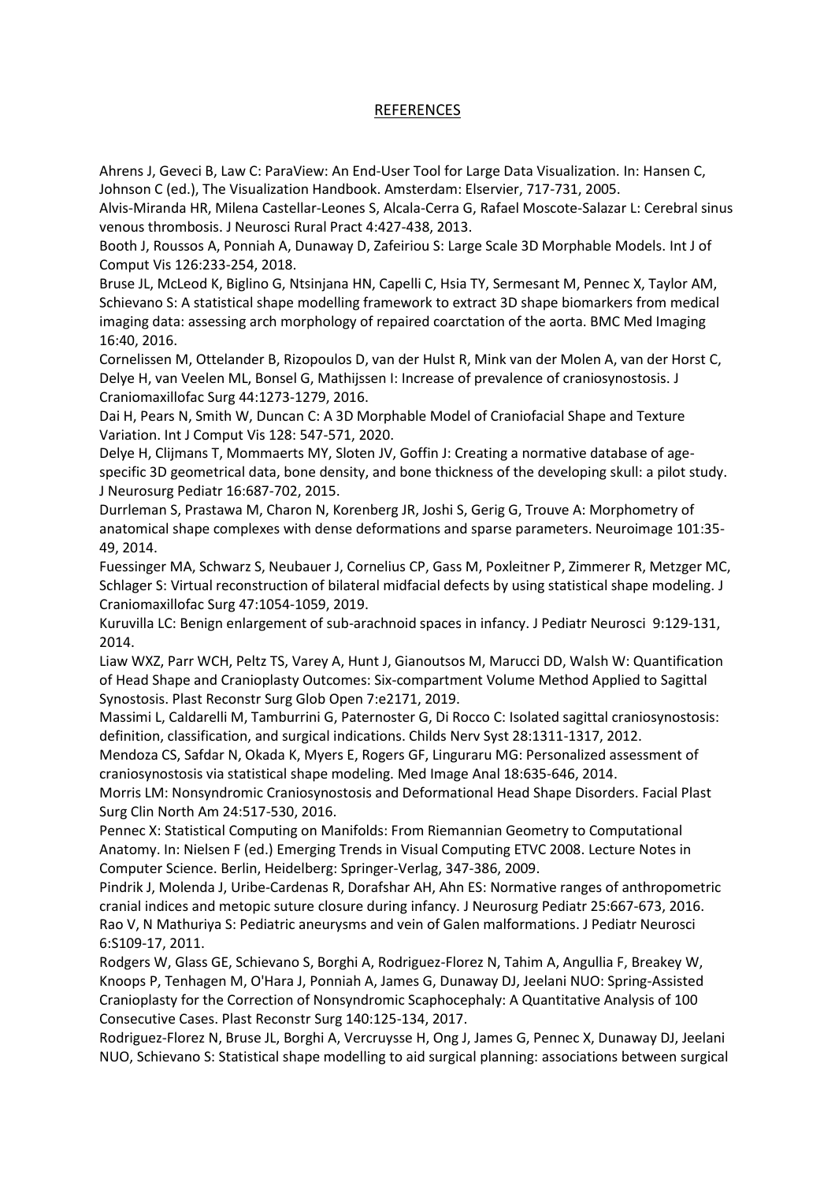## REFERENCES

Ahrens J, Geveci B, Law C: ParaView: An End-User Tool for Large Data Visualization. In: Hansen C, Johnson C (ed.), The Visualization Handbook. Amsterdam: Elservier, 717-731, 2005.

Alvis-Miranda HR, Milena Castellar-Leones S, Alcala-Cerra G, Rafael Moscote-Salazar L: Cerebral sinus venous thrombosis. J Neurosci Rural Pract 4:427-438, 2013.

Booth J, Roussos A, Ponniah A, Dunaway D, Zafeiriou S: Large Scale 3D Morphable Models. Int J of Comput Vis 126:233-254, 2018.

Bruse JL, McLeod K, Biglino G, Ntsinjana HN, Capelli C, Hsia TY, Sermesant M, Pennec X, Taylor AM, Schievano S: A statistical shape modelling framework to extract 3D shape biomarkers from medical imaging data: assessing arch morphology of repaired coarctation of the aorta. BMC Med Imaging 16:40, 2016.

Cornelissen M, Ottelander B, Rizopoulos D, van der Hulst R, Mink van der Molen A, van der Horst C, Delye H, van Veelen ML, Bonsel G, Mathijssen I: Increase of prevalence of craniosynostosis. J Craniomaxillofac Surg 44:1273-1279, 2016.

Dai H, Pears N, Smith W, Duncan C: A 3D Morphable Model of Craniofacial Shape and Texture Variation. Int J Comput Vis 128: 547-571, 2020.

Delye H, Clijmans T, Mommaerts MY, Sloten JV, Goffin J: Creating a normative database of age-specific 3D geometrical data, bone density, and bone thickness of the developing skull: a pilot study. J Neurosurg Pediatr 16:687-702, 2015.

Durrleman S, Prastawa M, Charon N, Korenberg JR, Joshi S, Gerig G, Trouve A: Morphometry of anatomical shape complexes with dense deformations and sparse parameters. Neuroimage 101:35-49, 2014.

Fuessinger MA, Schwarz S, Neubauer J, Cornelius CP, Gass M, Poxleitner P, Zimmerer R, Metzger MC, Schlager S: Virtual reconstruction of bilateral midfacial defects by using statistical shape modeling. J Craniomaxillofac Surg 47:1054-1059, 2019.

Kuruvilla LC: Benign enlargement of sub-arachnoid spaces in infancy. J Pediatr Neurosci 9:129-131, 2014.

Liaw WXZ, Parr WCH, Peltz TS, Varey A, Hunt J, Gianoutsos M, Marucci DD, Walsh W: Quantification of Head Shape and Cranioplasty Outcomes: Six-compartment Volume Method Applied to Sagittal Synostosis. Plast Reconstr Surg Glob Open 7:e2171, 2019.

Massimi L, Caldarelli M, Tamburrini G, Paternoster G, Di Rocco C: Isolated sagittal craniosynostosis: definition, classification, and surgical indications. Childs Nerv Syst 28:1311-1317, 2012.

Mendoza CS, Safdar N, Okada K, Myers E, Rogers GF, Linguraru MG: Personalized assessment of craniosynostosis via statistical shape modeling. Med Image Anal 18:635-646, 2014.

Morris LM: Nonsyndromic Craniosynostosis and Deformational Head Shape Disorders. Facial Plast Surg Clin North Am 24:517-530, 2016.

Pennec X: Statistical Computing on Manifolds: From Riemannian Geometry to Computational Anatomy. In: Nielsen F (ed.) Emerging Trends in Visual Computing ETVC 2008. Lecture Notes in Computer Science. Berlin, Heidelberg: Springer-Verlag, 347-386, 2009.

Pindrik J, Molenda J, Uribe-Cardenas R, Dorafshar AH, Ahn ES: Normative ranges of anthropometric cranial indices and metopic suture closure during infancy. J Neurosurg Pediatr 25:667-673, 2016.

Rao V, N Mathuriya S: Pediatric aneurysms and vein of Galen malformations. J Pediatr Neurosci 6:S109-17, 2011.

Rodgers W, Glass GE, Schievano S, Borghi A, Rodriguez-Florez N, Tahim A, Angullia F, Breakey W, Knoops P, Tenhagen M, O'Hara J, Ponniah A, James G, Dunaway DJ, Jeelani NUO: Spring-Assisted Cranioplasty for the Correction of Nonsyndromic Scaphocephaly: A Quantitative Analysis of 100 Consecutive Cases. Plast Reconstr Surg 140:125-134, 2017.

Rodriguez-Florez N, Bruse JL, Borghi A, Vercruysse H, Ong J, James G, Pennec X, Dunaway DJ, Jeelani NUO, Schievano S: Statistical shape modelling to aid surgical planning: associations between surgical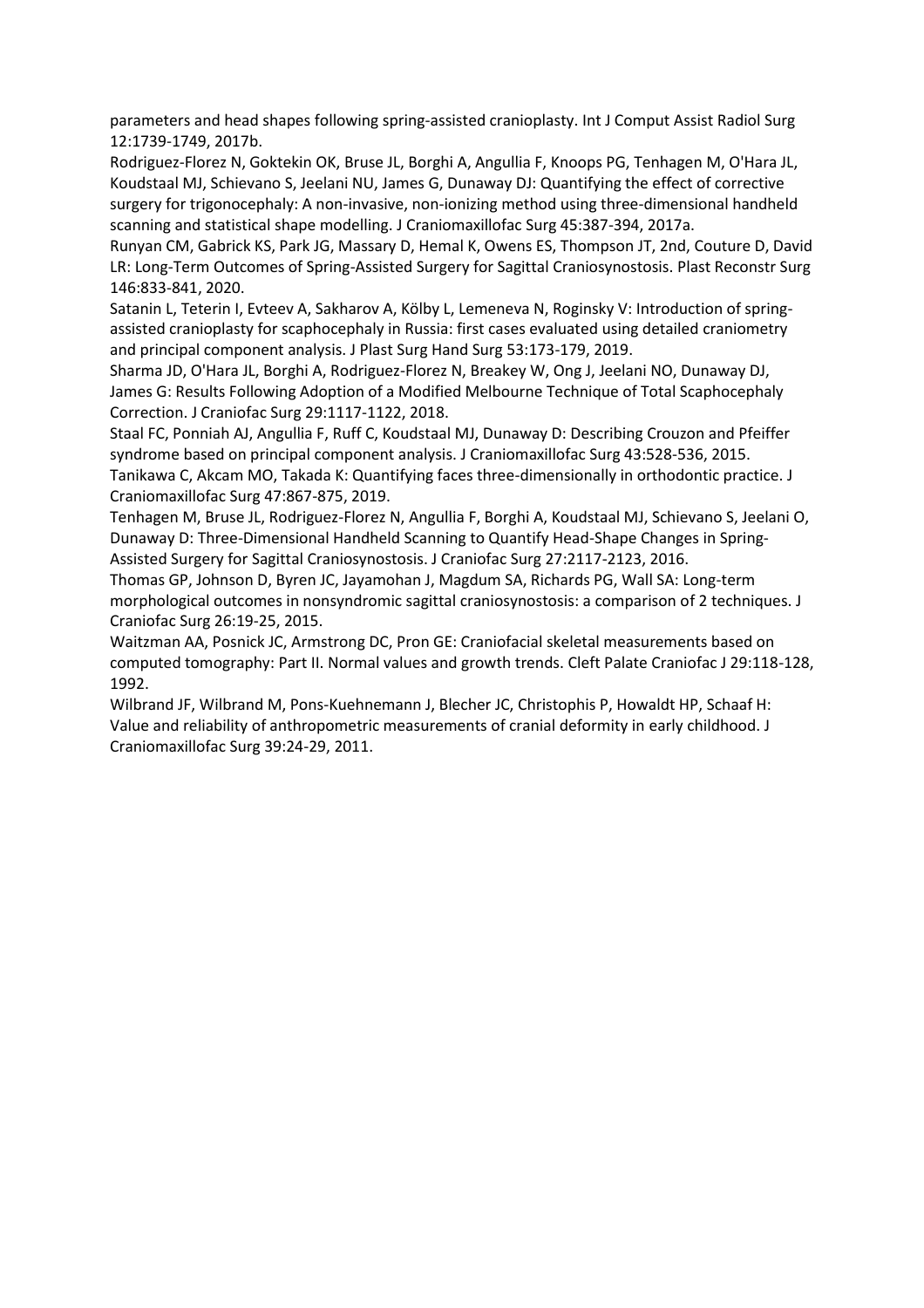parameters and head shapes following spring-assisted cranioplasty. Int J Comput Assist Radiol Surg 12:1739-1749, 2017b.

Rodriguez-Florez N, Goktekin OK, Bruse JL, Borghi A, Angullia F, Knoops PG, Tenhagen M, O'Hara JL, Koudstaal MJ, Schievano S, Jeelani NU, James G, Dunaway DJ: Quantifying the effect of corrective surgery for trigonocephaly: A non-invasive, non-ionizing method using three-dimensional handheld scanning and statistical shape modelling. J Craniomaxillofac Surg 45:387-394, 2017a.

Runyan CM, Gabrick KS, Park JG, Massary D, Hemal K, Owens ES, Thompson JT, 2nd, Couture D, David LR: Long-Term Outcomes of Spring-Assisted Surgery for Sagittal Craniosynostosis. Plast Reconstr Surg 146:833-841, 2020.

Satanin L, Teterin I, Evteev A, Sakharov A, Kölby L, Lemeneva N, Roginsky V: Introduction of spring-assisted cranioplasty for scaphocephaly in Russia: first cases evaluated using detailed craniometry and principal component analysis. J Plast Surg Hand Surg 53:173-179, 2019.

Sharma JD, O'Hara JL, Borghi A, Rodriguez-Florez N, Breakey W, Ong J, Jeelani NO, Dunaway DJ, James G: Results Following Adoption of a Modified Melbourne Technique of Total Scaphocephaly Correction. J Craniofac Surg 29:1117-1122, 2018.

Staal FC, Ponniah AJ, Angullia F, Ruff C, Koudstaal MJ, Dunaway D: Describing Crouzon and Pfeiffer syndrome based on principal component analysis. J Craniomaxillofac Surg 43:528-536, 2015.

Tanikawa C, Akcam MO, Takada K: Quantifying faces three-dimensionally in orthodontic practice. J Craniomaxillofac Surg 47:867-875, 2019.

Tenhagen M, Bruse JL, Rodriguez-Florez N, Angullia F, Borghi A, Koudstaal MJ, Schievano S, Jeelani O, Dunaway D: Three-Dimensional Handheld Scanning to Quantify Head-Shape Changes in Spring-Assisted Surgery for Sagittal Craniosynostosis. J Craniofac Surg 27:2117-2123, 2016.

Thomas GP, Johnson D, Byren JC, Jayamohan J, Magdum SA, Richards PG, Wall SA: Long-term morphological outcomes in nonsyndromic sagittal craniosynostosis: a comparison of 2 techniques. J Craniofac Surg 26:19-25, 2015.

Waitzman AA, Posnick JC, Armstrong DC, Pron GE: Craniofacial skeletal measurements based on computed tomography: Part II. Normal values and growth trends. Cleft Palate Craniofac J 29:118-128, 1992.

Wilbrand JF, Wilbrand M, Pons-Kuehnemann J, Blecher JC, Christophis P, Howaldt HP, Schaaf H: Value and reliability of anthropometric measurements of cranial deformity in early childhood. J Craniomaxillofac Surg 39:24-29, 2011.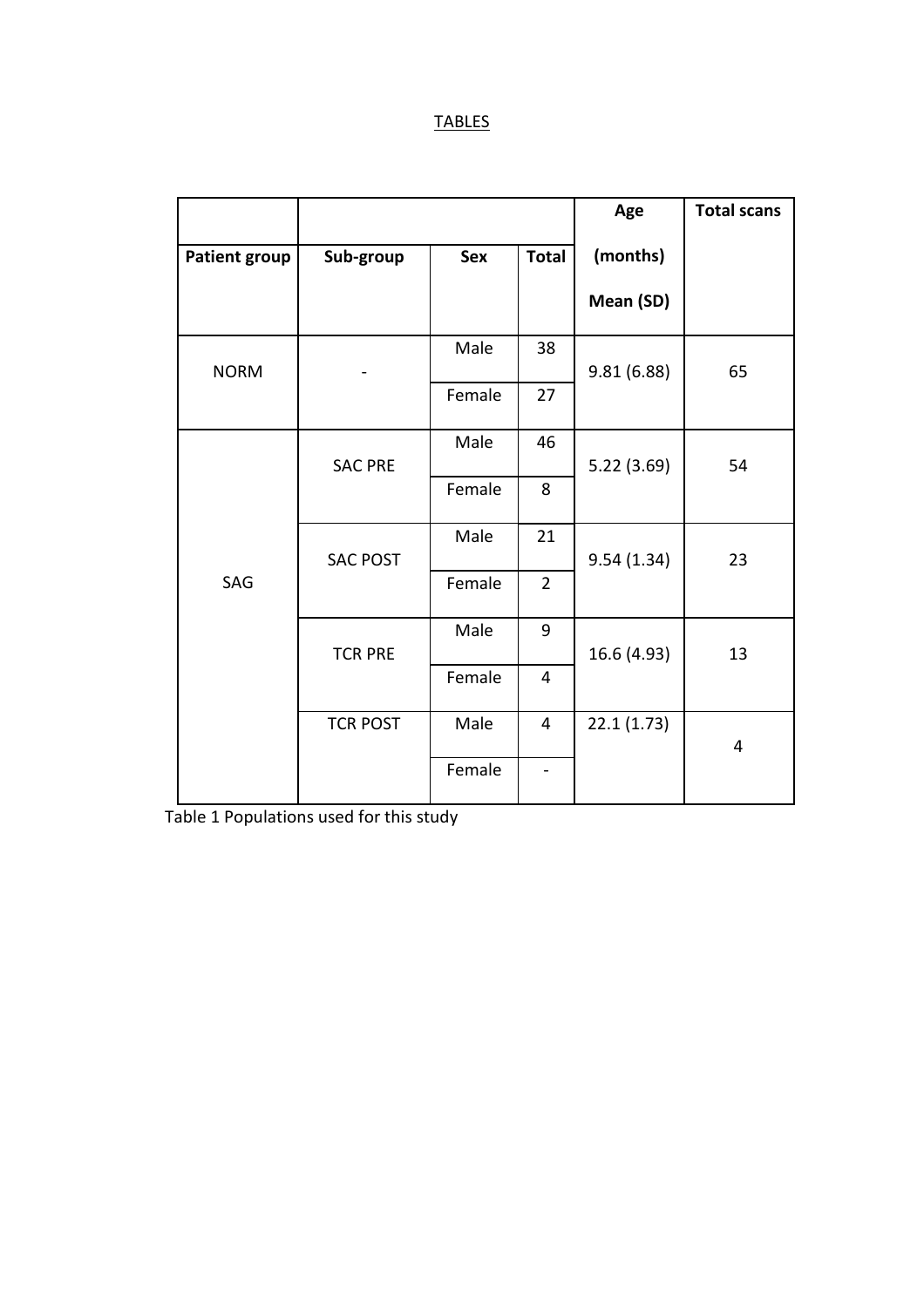TABLES

| Patient group | Sub-group | Sex | Total | Age (months) Mean (SD) | Total scans |
|---|---|---|---|---|---|
| NORM | - | Male | 38 | 9.81 (6.88) | 65 |
| | | Female | 27 | | |
| SAG | SAC PRE | Male | 46 | 5.22 (3.69) | 54 |
| | | Female | 8 | | |
| | SAC POST | Male | 21 | 9.54 (1.34) | 23 |
| | | Female | 2 | | |
| | TCR PRE | Male | 9 | 16.6 (4.93) | 13 |
| | | Female | 4 | | |
| | TCR POST | Male | 4 | 22.1 (1.73) | 4 |
| | | Female | - | | |

Table 1 Populations used for this study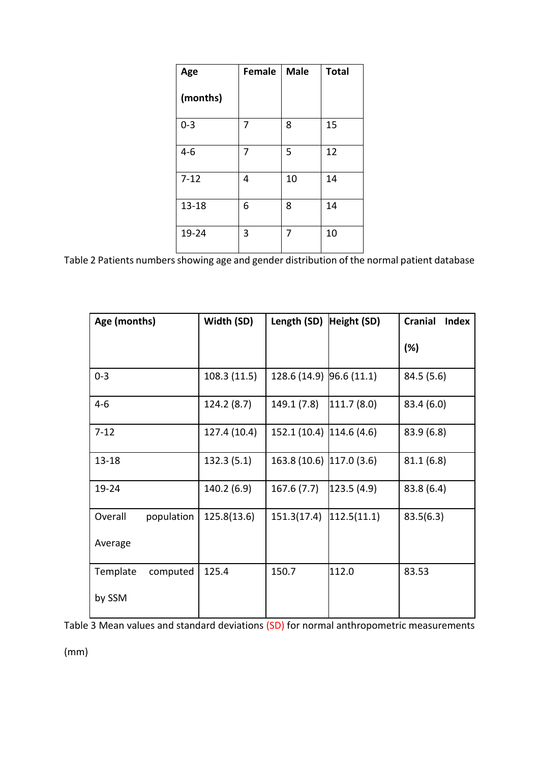| Age (months) | Female | Male | Total |
|---|---|---|---|
| 0-3 | 7 | 8 | 15 |
| 4-6 | 7 | 5 | 12 |
| 7-12 | 4 | 10 | 14 |
| 13-18 | 6 | 8 | 14 |
| 19-24 | 3 | 7 | 10 |

Table 2 Patients numbers showing age and gender distribution of the normal patient database

| Age (months) | Width (SD) | Length (SD) | Height (SD) | Cranial Index (%) |
|---|---|---|---|---|
| 0-3 | 108.3 (11.5) | 128.6 (14.9) | 96.6 (11.1) | 84.5 (5.6) |
| 4-6 | 124.2 (8.7) | 149.1 (7.8) | 111.7 (8.0) | 83.4 (6.0) |
| 7-12 | 127.4 (10.4) | 152.1 (10.4) | 114.6 (4.6) | 83.9 (6.8) |
| 13-18 | 132.3 (5.1) | 163.8 (10.6) | 117.0 (3.6) | 81.1 (6.8) |
| 19-24 | 140.2 (6.9) | 167.6 (7.7) | 123.5 (4.9) | 83.8 (6.4) |
| Overall population Average | 125.8(13.6) | 151.3(17.4) | 112.5(11.1) | 83.5(6.3) |
| Template computed by SSM | 125.4 | 150.7 | 112.0 | 83.53 |

Table 3 Mean values and standard deviations (SD) for normal anthropometric measurements (mm)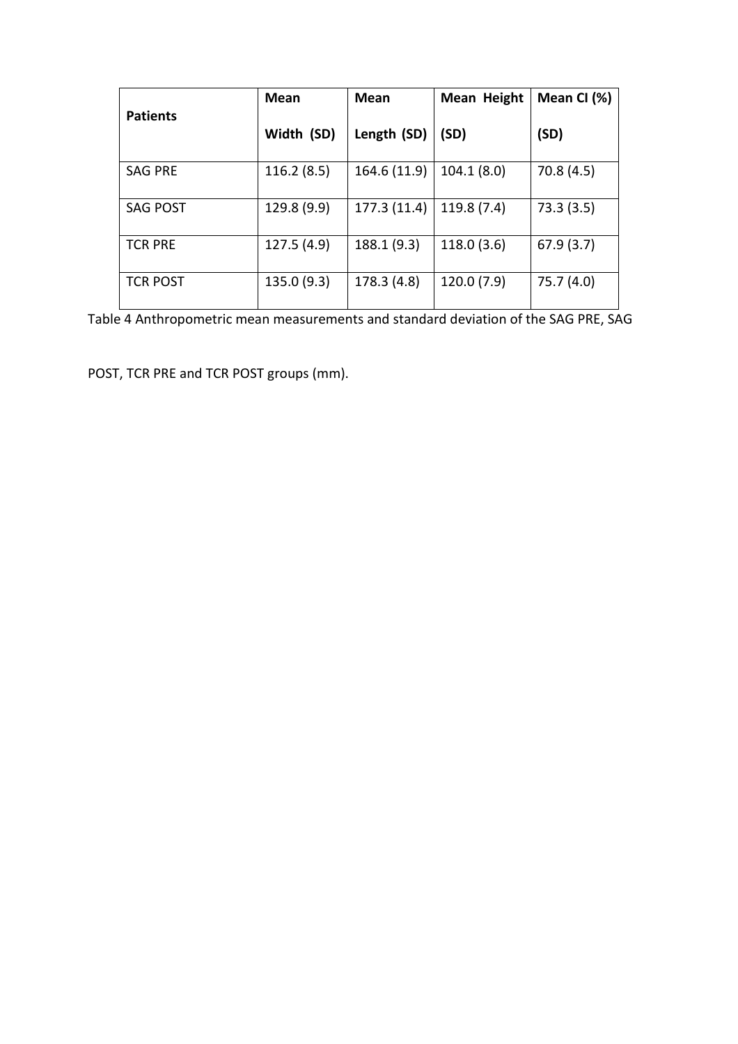| Patients | Mean Width (SD) | Mean Length (SD) | Mean Height (SD) | Mean CI (%) (SD) |
|---|---|---|---|---|
| SAG PRE | 116.2 (8.5) | 164.6 (11.9) | 104.1 (8.0) | 70.8 (4.5) |
| SAG POST | 129.8 (9.9) | 177.3 (11.4) | 119.8 (7.4) | 73.3 (3.5) |
| TCR PRE | 127.5 (4.9) | 188.1 (9.3) | 118.0 (3.6) | 67.9 (3.7) |
| TCR POST | 135.0 (9.3) | 178.3 (4.8) | 120.0 (7.9) | 75.7 (4.0) |

Table 4 Anthropometric mean measurements and standard deviation of the SAG PRE, SAG POST, TCR PRE and TCR POST groups (mm).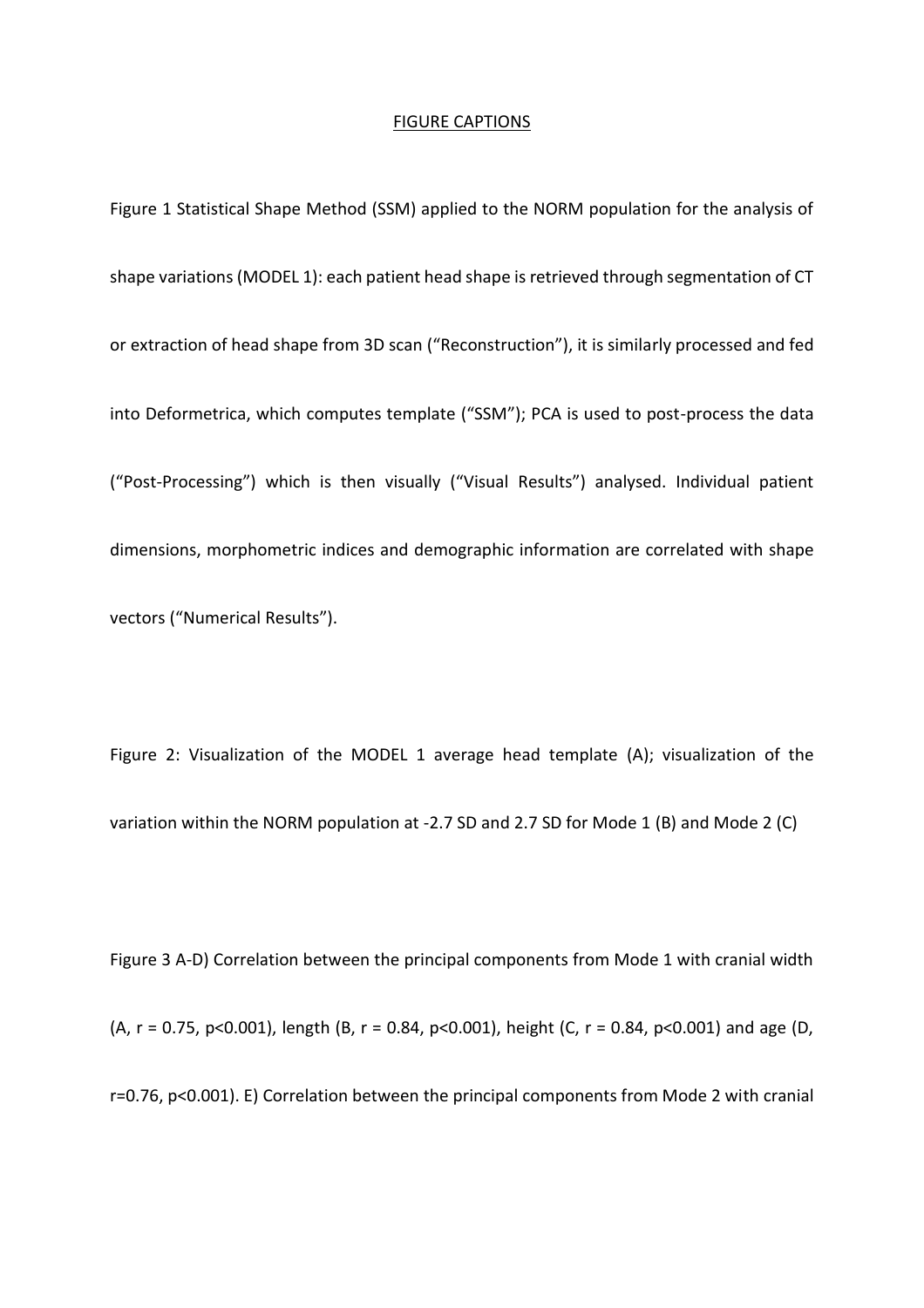## FIGURE CAPTIONS

Figure 1 Statistical Shape Method (SSM) applied to the NORM population for the analysis of shape variations (MODEL 1): each patient head shape is retrieved through segmentation of CT or extraction of head shape from 3D scan ("Reconstruction"), it is similarly processed and fed into Deformetrica, which computes template ("SSM"); PCA is used to post-process the data ("Post-Processing") which is then visually ("Visual Results") analysed. Individual patient dimensions, morphometric indices and demographic information are correlated with shape vectors ("Numerical Results").

Figure 2: Visualization of the MODEL 1 average head template (A); visualization of the variation within the NORM population at -2.7 SD and 2.7 SD for Mode 1 (B) and Mode 2 (C)

Figure 3 A-D) Correlation between the principal components from Mode 1 with cranial width (A, $r = 0.75$, $p<0.001$), length (B, $r = 0.84$, $p<0.001$), height (C, $r = 0.84$, $p<0.001$) and age (D, $r=0.76$, $p<0.001$). E) Correlation between the principal components from Mode 2 with cranial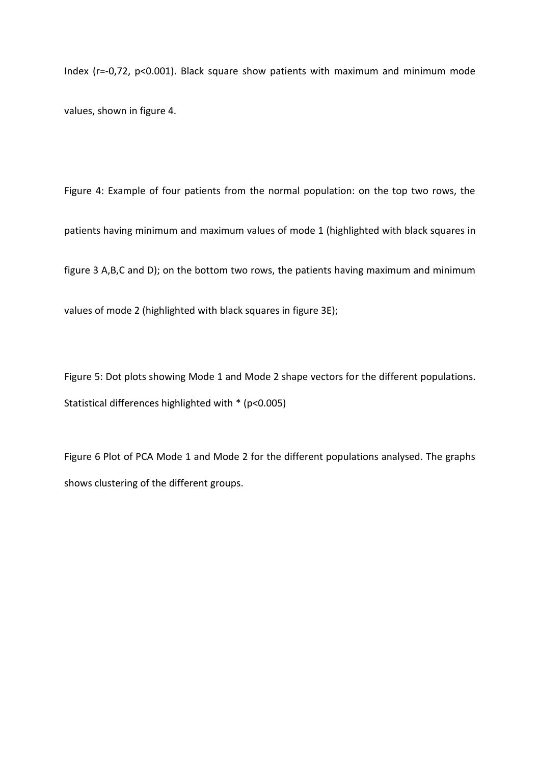Index ($r=-0,72$, $p<0.001$). Black square show patients with maximum and minimum mode values, shown in figure 4.

Figure 4: Example of four patients from the normal population: on the top two rows, the patients having minimum and maximum values of mode 1 (highlighted with black squares in figure 3 A,B,C and D); on the bottom two rows, the patients having maximum and minimum values of mode 2 (highlighted with black squares in figure 3E);

Figure 5: Dot plots showing Mode 1 and Mode 2 shape vectors for the different populations. Statistical differences highlighted with * ($p<0.005$)

Figure 6 Plot of PCA Mode 1 and Mode 2 for the different populations analysed. The graphs shows clustering of the different groups.